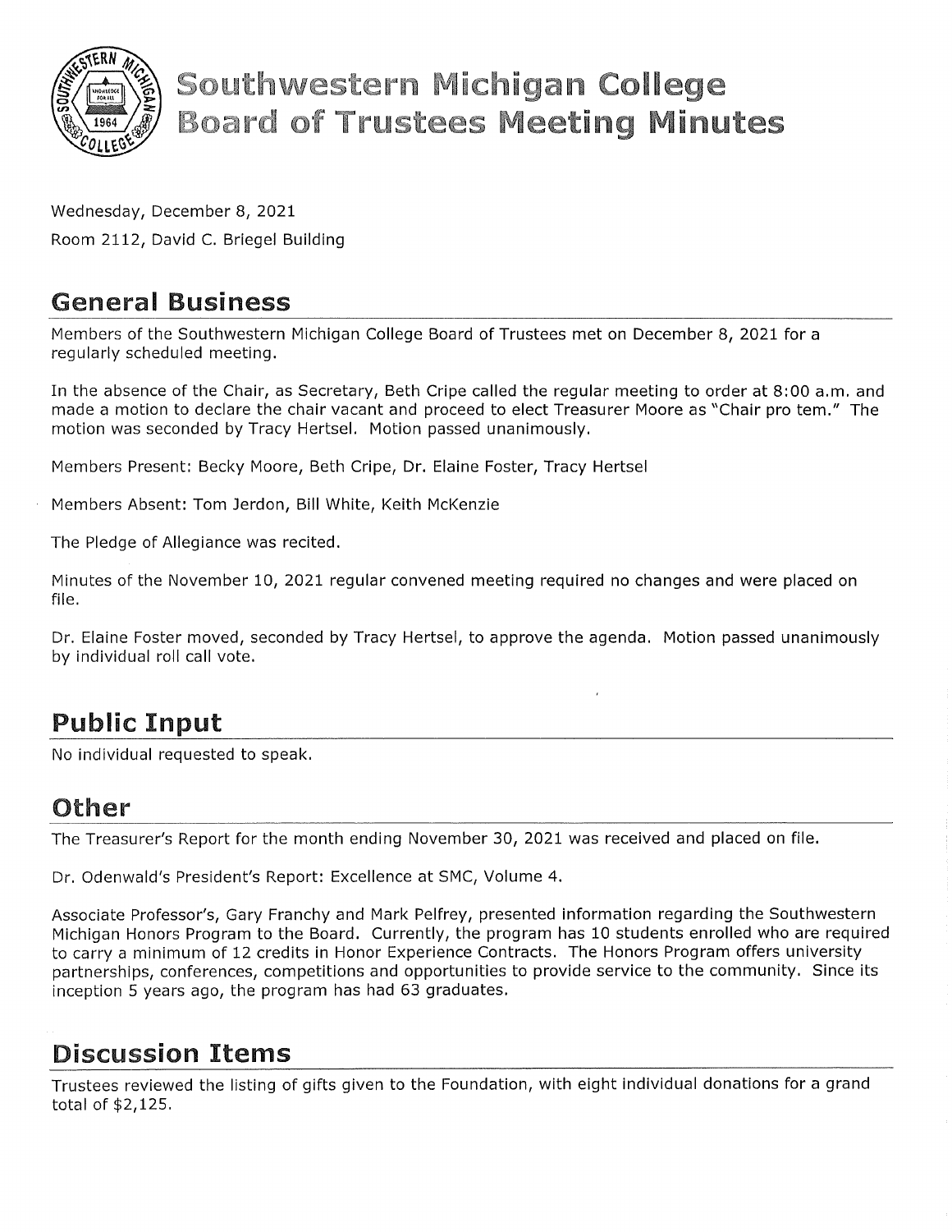# Southwestern Michigan College Board of Trustees Meeting Minutes

Wednesday, December 8, 2021

Room 2112, David C. Briegel Building

## General Business

Members of the Southwestern Michigan College Board of Trustees met on December 8, 2021 for a regularly scheduled meeting.

In the absence of the Chair, as Secretary, Beth Cripe called the regular meeting to order at 8:00 a.m. and made a motion to declare the chair vacant and proceed to elect Treasurer Moore as "Chair pro tem." The motion was seconded by Tracy Hertsel. Motion passed unanimously.

Members Present: Becky Moore, Beth Cripe, Dr. Elaine Foster, Tracy Hertsel

Members Absent: Tom Jerdon, Bill White, Keith McKenzie

The Pledge of Allegiance was recited.

Minutes of the November 10, 2021 regular convened meeting required no changes and were placed on file.

Dr. Elaine Foster moved, seconded by Tracy Hertsel, to approve the agenda. Motion passed unanimously by individual roll call vote.

## Public Input

No individual requested to speak.

## Other

The Treasurer's Report for the month ending November 30, 2021 was received and placed on file.

Dr. Odenwald's President's Report: Excellence at SMC, Volume 4.

Associate Professor's, Gary Franchy and Mark Pelfrey, presented information regarding the Southwestern Michigan Honors Program to the Board. Currently, the program has 10 students enrolled who are required to carry a minimum of 12 credits in Honor Experience Contracts. The Honors Program offers university partnerships, conferences, competitions and opportunities to provide service to the community. Since its inception 5 years ago, the program has had 63 graduates.

## Discussion Items

Trustees reviewed the listing of gifts given to the Foundation, with eight individual donations for a grand total of $2,125.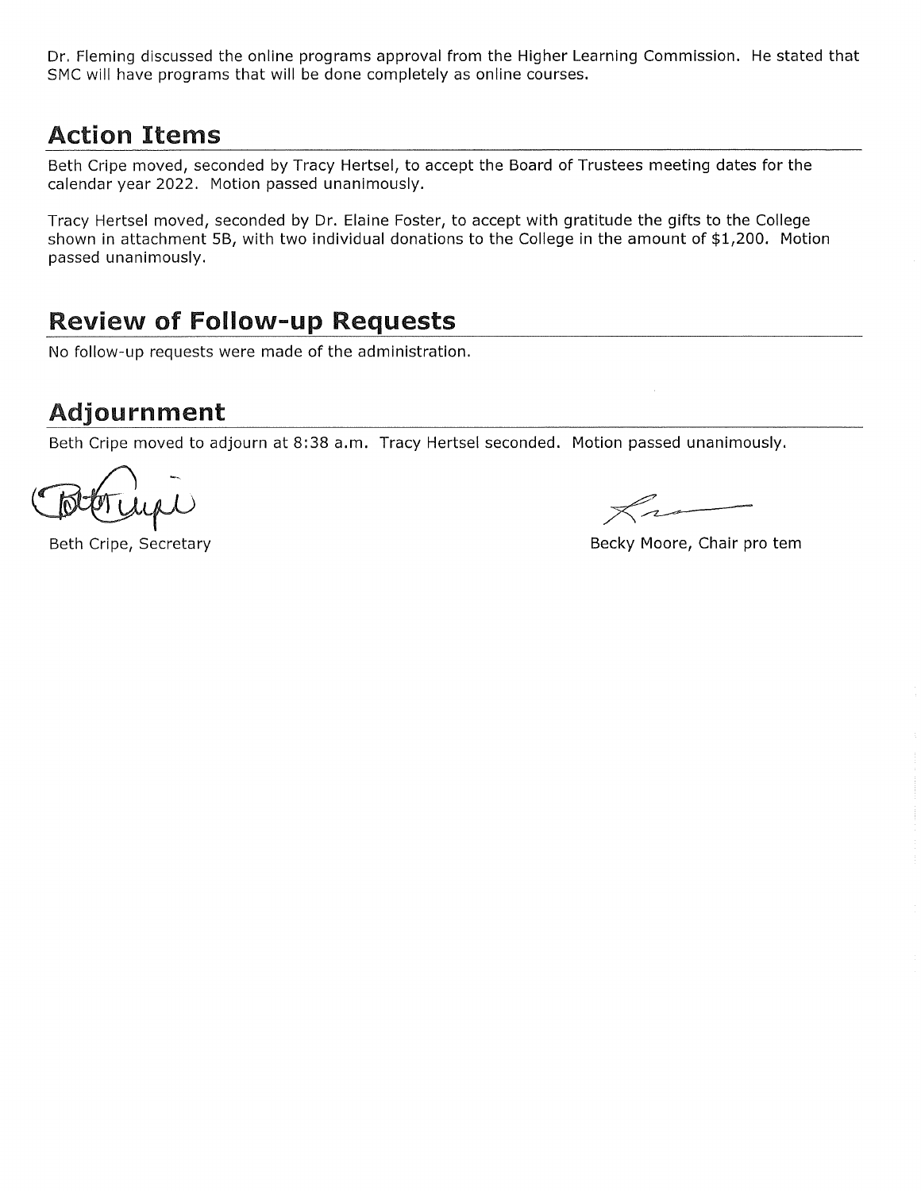Dr. Fleming discussed the online programs approval from the Higher Learning Commission. He stated that SMC will have programs that will be done completely as online courses.

## Action Items

Beth Cripe moved, seconded by Tracy Hertsel, to accept the Board of Trustees meeting dates for the calendar year 2022. Motion passed unanimously.

Tracy Hertsel moved, seconded by Dr. Elaine Foster, to accept with gratitude the gifts to the College shown in attachment 5B, with two individual donations to the College in the amount of $1,200. Motion passed unanimously.

## Review of Follow-up Requests

No follow-up requests were made of the administration.

## Adjournment

Beth Cripe moved to adjourn at 8:38 a.m. Tracy Hertsel seconded. Motion passed unanimously.

Beth Cripe, Secretary

Becky Moore, Chair pro tem